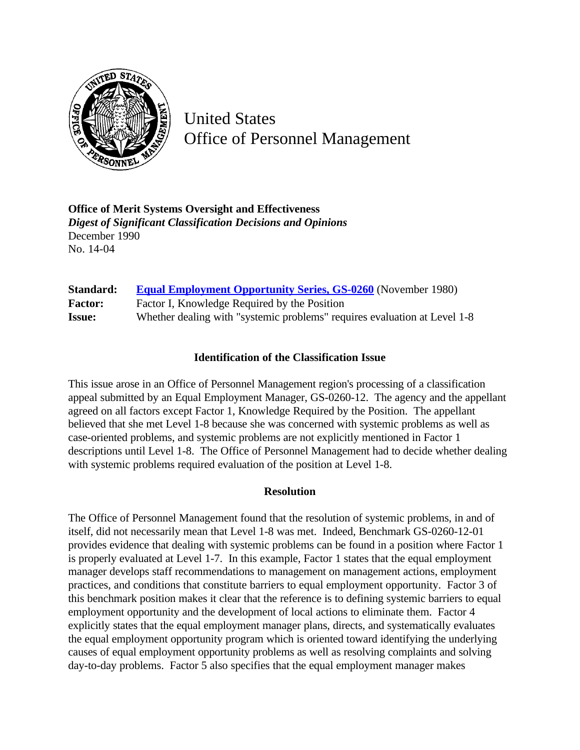# United States Office of Personnel Management

**Office of Merit Systems Oversight and Effectiveness**
***Digest of Significant Classification Decisions and Opinions***
December 1990
No. 14-04

| | |
|---|---|
| **Standard:** | **Equal Employment Opportunity Series, GS-0260** (November 1980) |
| **Factor:** | Factor I, Knowledge Required by the Position |
| **Issue:** | Whether dealing with "systemic problems" requires evaluation at Level 1-8 |

## Identification of the Classification Issue

This issue arose in an Office of Personnel Management region's processing of a classification appeal submitted by an Equal Employment Manager, GS-0260-12. The agency and the appellant agreed on all factors except Factor 1, Knowledge Required by the Position. The appellant believed that she met Level 1-8 because she was concerned with systemic problems as well as case-oriented problems, and systemic problems are not explicitly mentioned in Factor 1 descriptions until Level 1-8. The Office of Personnel Management had to decide whether dealing with systemic problems required evaluation of the position at Level 1-8.

## Resolution

The Office of Personnel Management found that the resolution of systemic problems, in and of itself, did not necessarily mean that Level 1-8 was met. Indeed, Benchmark GS-0260-12-01 provides evidence that dealing with systemic problems can be found in a position where Factor 1 is properly evaluated at Level 1-7. In this example, Factor 1 states that the equal employment manager develops staff recommendations to management on management actions, employment practices, and conditions that constitute barriers to equal employment opportunity. Factor 3 of this benchmark position makes it clear that the reference is to defining systemic barriers to equal employment opportunity and the development of local actions to eliminate them. Factor 4 explicitly states that the equal employment manager plans, directs, and systematically evaluates the equal employment opportunity program which is oriented toward identifying the underlying causes of equal employment opportunity problems as well as resolving complaints and solving day-to-day problems. Factor 5 also specifies that the equal employment manager makes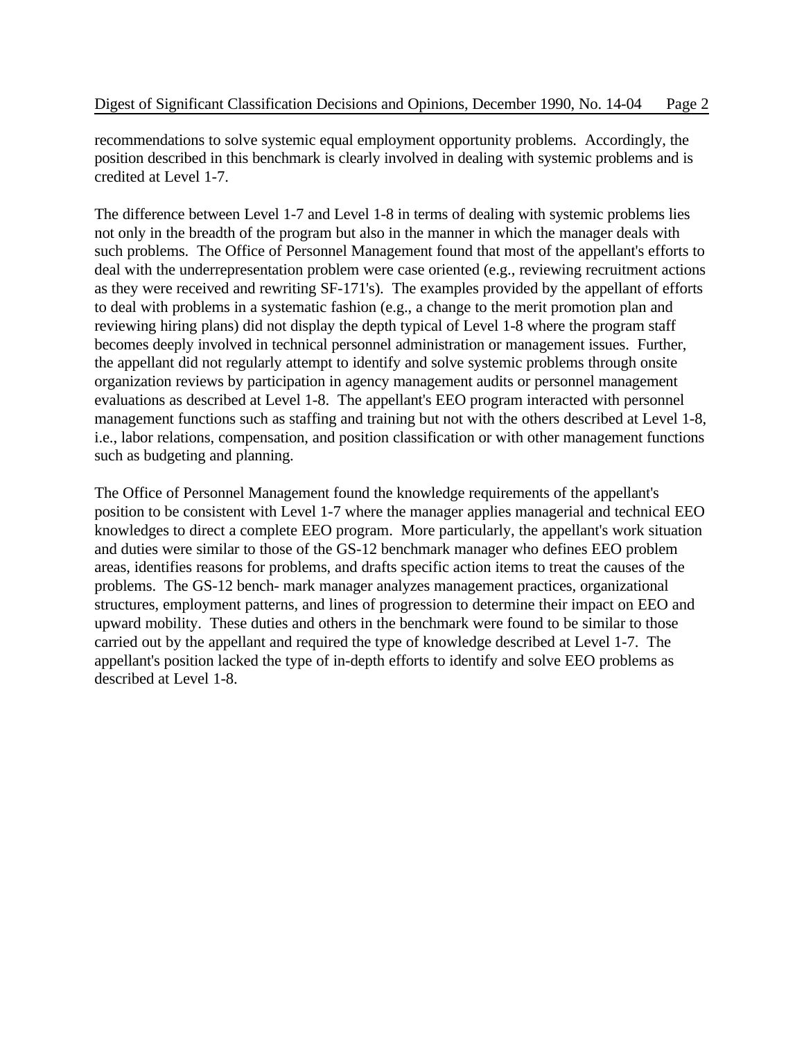recommendations to solve systemic equal employment opportunity problems. Accordingly, the position described in this benchmark is clearly involved in dealing with systemic problems and is credited at Level 1-7.

The difference between Level 1-7 and Level 1-8 in terms of dealing with systemic problems lies not only in the breadth of the program but also in the manner in which the manager deals with such problems. The Office of Personnel Management found that most of the appellant's efforts to deal with the underrepresentation problem were case oriented (e.g., reviewing recruitment actions as they were received and rewriting SF-171's). The examples provided by the appellant of efforts to deal with problems in a systematic fashion (e.g., a change to the merit promotion plan and reviewing hiring plans) did not display the depth typical of Level 1-8 where the program staff becomes deeply involved in technical personnel administration or management issues. Further, the appellant did not regularly attempt to identify and solve systemic problems through onsite organization reviews by participation in agency management audits or personnel management evaluations as described at Level 1-8. The appellant's EEO program interacted with personnel management functions such as staffing and training but not with the others described at Level 1-8, i.e., labor relations, compensation, and position classification or with other management functions such as budgeting and planning.

The Office of Personnel Management found the knowledge requirements of the appellant's position to be consistent with Level 1-7 where the manager applies managerial and technical EEO knowledges to direct a complete EEO program. More particularly, the appellant's work situation and duties were similar to those of the GS-12 benchmark manager who defines EEO problem areas, identifies reasons for problems, and drafts specific action items to treat the causes of the problems. The GS-12 bench- mark manager analyzes management practices, organizational structures, employment patterns, and lines of progression to determine their impact on EEO and upward mobility. These duties and others in the benchmark were found to be similar to those carried out by the appellant and required the type of knowledge described at Level 1-7. The appellant's position lacked the type of in-depth efforts to identify and solve EEO problems as described at Level 1-8.